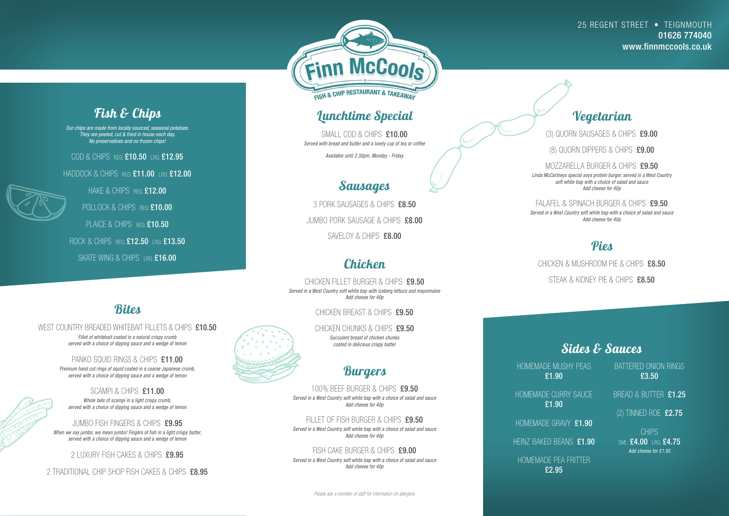25 REGENT STREET • TEIGNMOUTH
**01626 774040**
**www.finnmccools.co.uk**

# Finn McCools

FISH & CHIP RESTAURANT & TAKEAWAY

## Fish & Chips

*Our chips are made from locally sourced, seasonal potatoes. They are peeled, cut & fried in house each day. No preservatives and no frozen chips!*

COD & CHIPS REG: **£10.50** LRG: **£12.95**

HADDOCK & CHIPS REG: **£11.00** LRG: **£12.00**

HAKE & CHIPS REG: **£12.00**

POLLOCK & CHIPS REG: **£10.00**

PLAICE & CHIPS REG: **£10.50**

ROCK & CHIPS REG: **£12.50** LRG: **£13.50**

SKATE WING & CHIPS LRG: **£16.00**

## Bites

WEST COUNTRY BREADED WHITEBAIT FILLETS & CHIPS **£10.50**
*Fillet of whitebait coated in a natural crispy crumb served with a choice of dipping sauce and a wedge of lemon*

PANKO SQUID RINGS & CHIPS **£11.00**
*Premium hand cut rings of squid coated in a coarse Japanese crumb, served with a choice of dipping sauce and a wedge of lemon*

SCAMPI & CHIPS **£11.00**
*Whole tails of scampi in a light crispy crumb, served with a choice of dipping sauce and a wedge of lemon*

JUMBO FISH FINGERS & CHIPS **£9.95**
*When we say jumbo, we mean jumbo! Fingers of fish in a light crispy batter, served with a choice of dipping sauce and a wedge of lemon*

2 LUXURY FISH CAKES & CHIPS **£9.95**

2 TRADITIONAL CHIP SHOP FISH CAKES & CHIPS **£8.95**

## Lunchtime Special

SMALL COD & CHIPS **£10.00**
*Served with bread and butter and a lovely cup of tea or coffee*

*Available until 2.30pm, Monday - Friday*

## Sausages

3 PORK SAUSAGES & CHIPS **£8.50**

JUMBO PORK SAUSAGE & CHIPS **£8.00**

SAVELOY & CHIPS **£8.00**

## Chicken

CHICKEN FILLET BURGER & CHIPS **£9.50**
*Served in a West Country soft white bap with iceberg lettuce and mayonnaise*
*Add cheese for 40p*

CHICKEN BREAST & CHIPS **£9.50**

CHICKEN CHUNKS & CHIPS **£9.50**
*Succulent breast of chicken chunks coated in delicious crispy batter*

## Burgers

100% BEEF BURGER & CHIPS **£9.50**
*Served in a West Country soft white bap with a choice of salad and sauce*
*Add cheese for 40p*

FILLET OF FISH BURGER & CHIPS **£9.50**
*Served in a West Country soft white bap with a choice of salad and sauce*
*Add cheese for 40p*

FISH CAKE BURGER & CHIPS **£9.00**
*Served in a West Country soft white bap with a choice of salad and sauce*
*Add cheese for 40p*

*Please ask a member of staff for information on allergens*

## Vegetarian

(3) QUORN SAUSAGES & CHIPS **£9.00**

(8) QUORN DIPPERS & CHIPS **£9.00**

MOZZARELLA BURGER & CHIPS **£9.50**
*Linda McCartneys special soya protein burger, served in a West Country soft white bap with a choice of salad and sauce*
*Add cheese for 40p*

FALAFEL & SPINACH BURGER & CHIPS **£9.50**
*Served in a West Country soft white bap with a choice of salad and sauce*
*Add cheese for 40p*

## Pies

CHICKEN & MUSHROOM PIE & CHIPS **£8.50**

STEAK & KIDNEY PIE & CHIPS **£8.50**

## Sides & Sauces

HOMEMADE MUSHY PEAS **£1.90**

HOMEMADE CURRY SAUCE **£1.90**

HOMEMADE GRAVY **£1.90**

HEINZ BAKED BEANS **£1.90**

HOMEMADE PEA FRITTER **£2.95**

BATTERED ONION RINGS **£3.50**

BREAD & BUTTER **£1.25**

(2) TINNED ROE **£2.75**

CHIPS
SML: **£4.00** LRG: **£4.75**
*Add cheese for £1.95*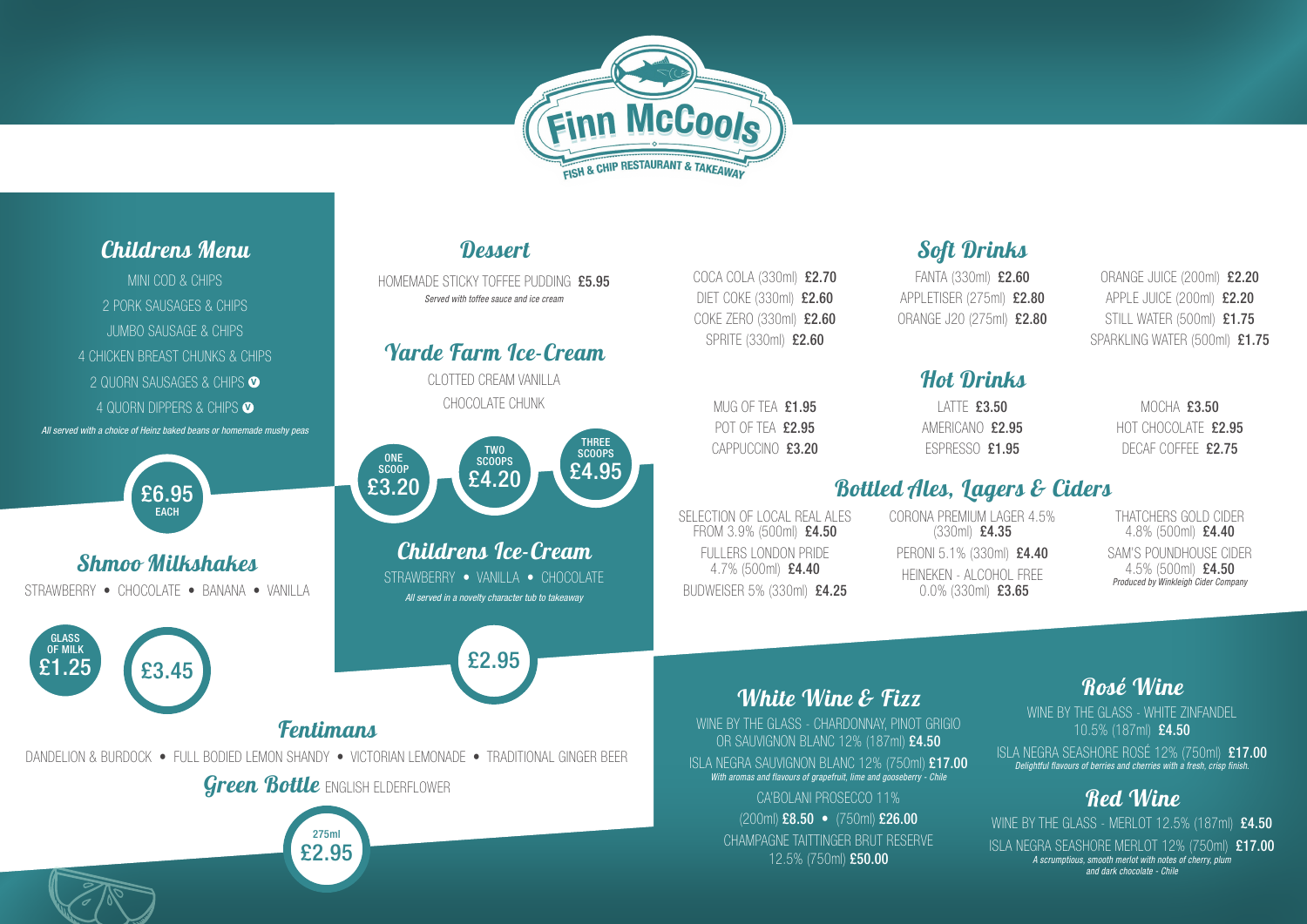# Finn McCools

FISH & CHIP RESTAURANT & TAKEAWAY

## Childrens Menu

MINI COD & CHIPS
2 PORK SAUSAGES & CHIPS
JUMBO SAUSAGE & CHIPS
4 CHICKEN BREAST CHUNKS & CHIPS
2 QUORN SAUSAGES & CHIPS (V)
4 QUORN DIPPERS & CHIPS (V)

*All served with a choice of Heinz baked beans or homemade mushy peas*

£6.95 EACH

## Shmoo Milkshakes

STRAWBERRY • CHOCOLATE • BANANA • VANILLA

GLASS OF MILK £1.25

£3.45

## Dessert

HOMEMADE STICKY TOFFEE PUDDING **£5.95**
*Served with toffee sauce and ice cream*

## Yarde Farm Ice-Cream

CLOTTED CREAM VANILLA
CHOCOLATE CHUNK

ONE SCOOP £3.20
TWO SCOOPS £4.20
THREE SCOOPS £4.95

## Childrens Ice-Cream

STRAWBERRY • VANILLA • CHOCOLATE
*All served in a novelty character tub to takeaway*

£2.95

## Fentimans

DANDELION & BURDOCK • FULL BODIED LEMON SHANDY • VICTORIAN LEMONADE • TRADITIONAL GINGER BEER

## Green Bottle ENGLISH ELDERFLOWER

275ml £2.95

## Soft Drinks

COCA COLA (330ml) **£2.70**
DIET COKE (330ml) **£2.60**
COKE ZERO (330ml) **£2.60**
SPRITE (330ml) **£2.60**

FANTA (330ml) **£2.60**
APPLETISER (275ml) **£2.80**
ORANGE J20 (275ml) **£2.80**

ORANGE JUICE (200ml) **£2.20**
APPLE JUICE (200ml) **£2.20**
STILL WATER (500ml) **£1.75**
SPARKLING WATER (500ml) **£1.75**

## Hot Drinks

MUG OF TEA **£1.95**
POT OF TEA **£2.95**
CAPPUCCINO **£3.20**

LATTE **£3.50**
AMERICANO **£2.95**
ESPRESSO **£1.95**

MOCHA **£3.50**
HOT CHOCOLATE **£2.95**
DECAF COFFEE **£2.75**

## Bottled Ales, Lagers & Ciders

SELECTION OF LOCAL REAL ALES FROM 3.9% (500ml) **£4.50**
FULLERS LONDON PRIDE 4.7% (500ml) **£4.40**
BUDWEISER 5% (330ml) **£4.25**

CORONA PREMIUM LAGER 4.5% (330ml) **£4.35**
PERONI 5.1% (330ml) **£4.40**
HEINEKEN - ALCOHOL FREE 0.0% (330ml) **£3.65**

THATCHERS GOLD CIDER 4.8% (500ml) **£4.40**
SAM'S POUNDHOUSE CIDER 4.5% (500ml) **£4.50**
*Produced by Winkleigh Cider Company*

## White Wine & Fizz

WINE BY THE GLASS - CHARDONNAY, PINOT GRIGIO OR SAUVIGNON BLANC 12% (187ml) **£4.50**

ISLA NEGRA SAUVIGNON BLANC 12% (750ml) **£17.00**
*With aromas and flavours of grapefruit, lime and gooseberry - Chile*

CA'BOLANI PROSECCO 11%
(200ml) **£8.50** • (750ml) **£26.00**

CHAMPAGNE TAITTINGER BRUT RESERVE 12.5% (750ml) **£50.00**

## Rosé Wine

WINE BY THE GLASS - WHITE ZINFANDEL 10.5% (187ml) **£4.50**

ISLA NEGRA SEASHORE ROSÉ 12% (750ml) **£17.00**
*Delightful flavours of berries and cherries with a fresh, crisp finish.*

## Red Wine

WINE BY THE GLASS - MERLOT 12.5% (187ml) **£4.50**

ISLA NEGRA SEASHORE MERLOT 12% (750ml) **£17.00**
*A scrumptious, smooth merlot with notes of cherry, plum and dark chocolate - Chile*